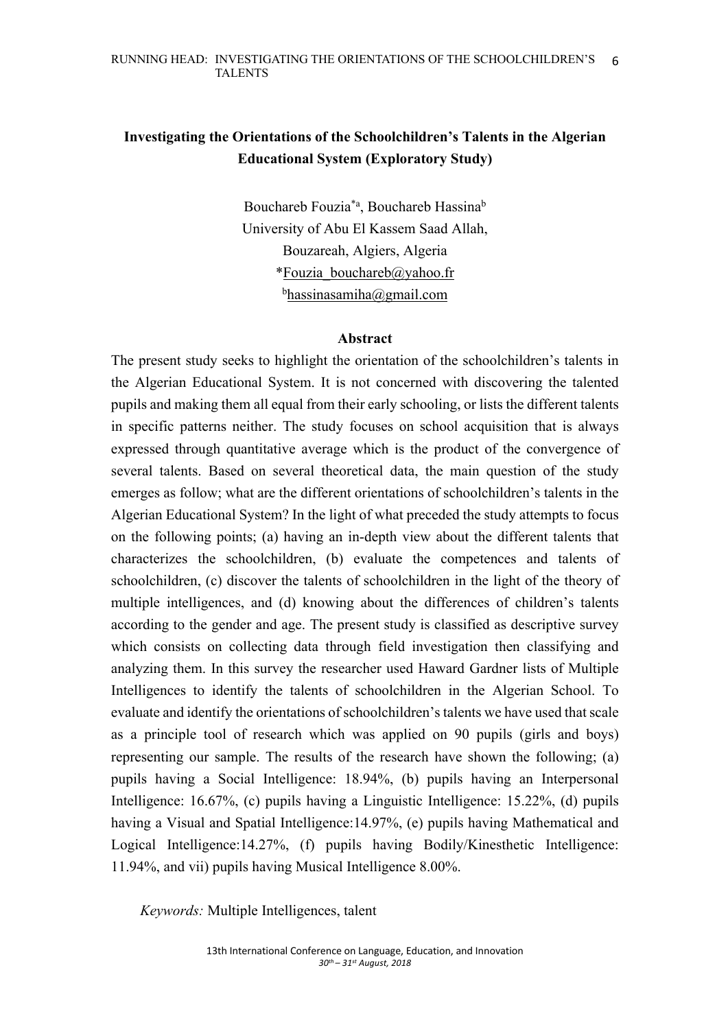# Investigating the Orientations of the Schoolchildren's Talents in the Algerian Educational System (Exploratory Study)

Bouchareb Fouzia[*a], Bouchareb Hassina[b]
University of Abu El Kassem Saad Allah,
Bouzareah, Algiers, Algeria
*Fouzia_bouchareb@yahoo.fr
[b]hassinasamiha@gmail.com

## Abstract

The present study seeks to highlight the orientation of the schoolchildren's talents in the Algerian Educational System. It is not concerned with discovering the talented pupils and making them all equal from their early schooling, or lists the different talents in specific patterns neither. The study focuses on school acquisition that is always expressed through quantitative average which is the product of the convergence of several talents. Based on several theoretical data, the main question of the study emerges as follow; what are the different orientations of schoolchildren's talents in the Algerian Educational System? In the light of what preceded the study attempts to focus on the following points; (a) having an in-depth view about the different talents that characterizes the schoolchildren, (b) evaluate the competences and talents of schoolchildren, (c) discover the talents of schoolchildren in the light of the theory of multiple intelligences, and (d) knowing about the differences of children's talents according to the gender and age. The present study is classified as descriptive survey which consists on collecting data through field investigation then classifying and analyzing them. In this survey the researcher used Haward Gardner lists of Multiple Intelligences to identify the talents of schoolchildren in the Algerian School. To evaluate and identify the orientations of schoolchildren's talents we have used that scale as a principle tool of research which was applied on 90 pupils (girls and boys) representing our sample. The results of the research have shown the following; (a) pupils having a Social Intelligence: 18.94%, (b) pupils having an Interpersonal Intelligence: 16.67%, (c) pupils having a Linguistic Intelligence: 15.22%, (d) pupils having a Visual and Spatial Intelligence:14.97%, (e) pupils having Mathematical and Logical Intelligence:14.27%, (f) pupils having Bodily/Kinesthetic Intelligence: 11.94%, and vii) pupils having Musical Intelligence 8.00%.

*Keywords:* Multiple Intelligences, talent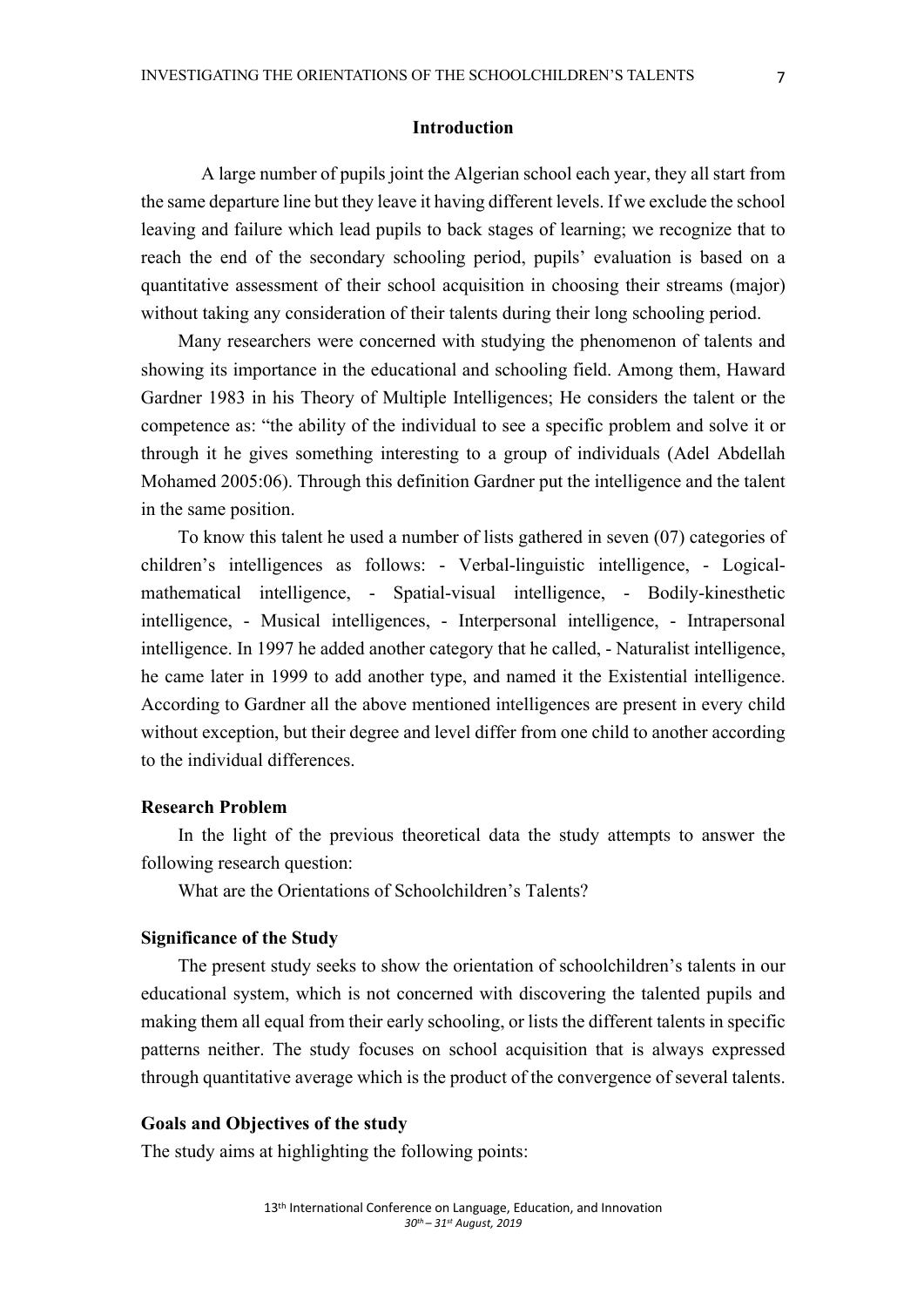## Introduction

A large number of pupils joint the Algerian school each year, they all start from the same departure line but they leave it having different levels. If we exclude the school leaving and failure which lead pupils to back stages of learning; we recognize that to reach the end of the secondary schooling period, pupils' evaluation is based on a quantitative assessment of their school acquisition in choosing their streams (major) without taking any consideration of their talents during their long schooling period.

Many researchers were concerned with studying the phenomenon of talents and showing its importance in the educational and schooling field. Among them, Haward Gardner 1983 in his Theory of Multiple Intelligences; He considers the talent or the competence as: "the ability of the individual to see a specific problem and solve it or through it he gives something interesting to a group of individuals (Adel Abdellah Mohamed 2005:06). Through this definition Gardner put the intelligence and the talent in the same position.

To know this talent he used a number of lists gathered in seven (07) categories of children's intelligences as follows: - Verbal-linguistic intelligence, - Logical-mathematical intelligence, - Spatial-visual intelligence, - Bodily-kinesthetic intelligence, - Musical intelligences, - Interpersonal intelligence, - Intrapersonal intelligence. In 1997 he added another category that he called, - Naturalist intelligence, he came later in 1999 to add another type, and named it the Existential intelligence. According to Gardner all the above mentioned intelligences are present in every child without exception, but their degree and level differ from one child to another according to the individual differences.

### Research Problem

In the light of the previous theoretical data the study attempts to answer the following research question:

What are the Orientations of Schoolchildren's Talents?

### Significance of the Study

The present study seeks to show the orientation of schoolchildren's talents in our educational system, which is not concerned with discovering the talented pupils and making them all equal from their early schooling, or lists the different talents in specific patterns neither. The study focuses on school acquisition that is always expressed through quantitative average which is the product of the convergence of several talents.

### Goals and Objectives of the study

The study aims at highlighting the following points: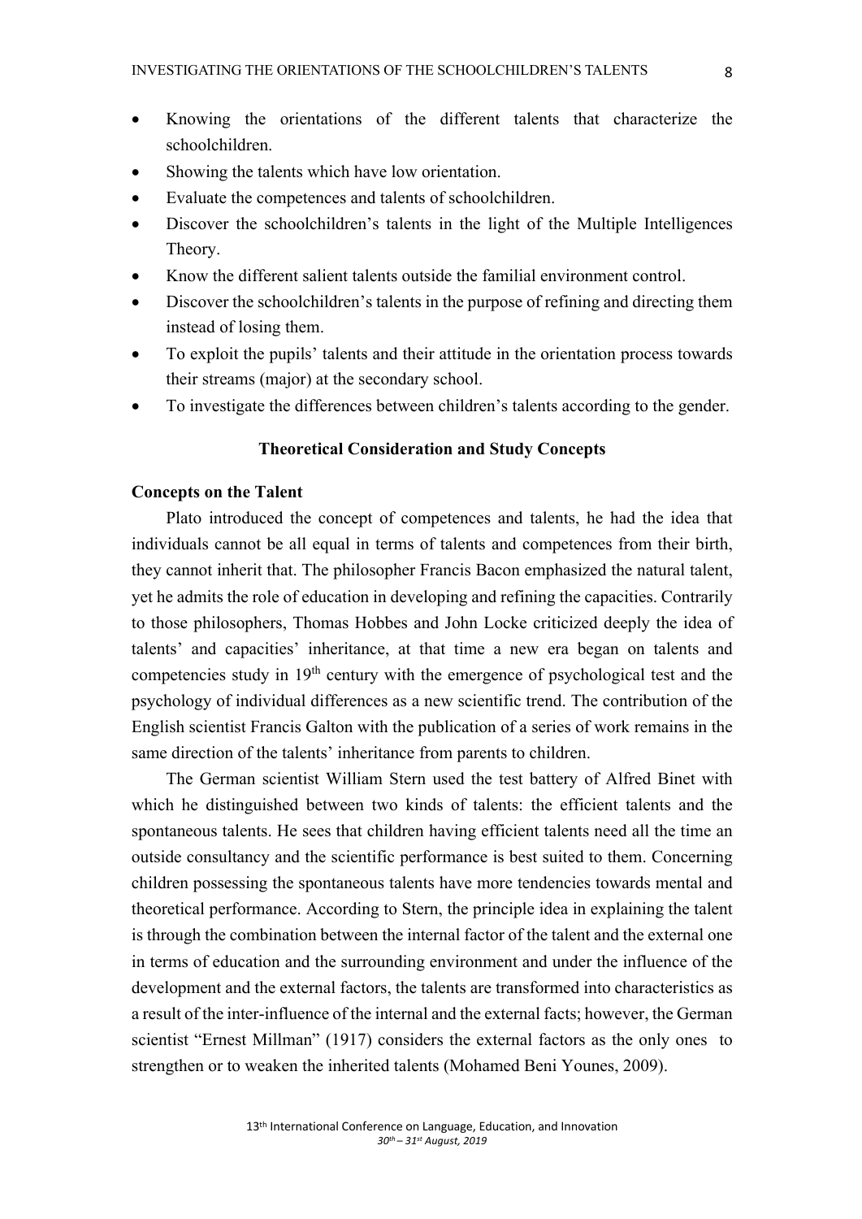- Knowing the orientations of the different talents that characterize the schoolchildren.
- Showing the talents which have low orientation.
- Evaluate the competences and talents of schoolchildren.
- Discover the schoolchildren's talents in the light of the Multiple Intelligences Theory.
- Know the different salient talents outside the familial environment control.
- Discover the schoolchildren's talents in the purpose of refining and directing them instead of losing them.
- To exploit the pupils' talents and their attitude in the orientation process towards their streams (major) at the secondary school.
- To investigate the differences between children's talents according to the gender.

## Theoretical Consideration and Study Concepts

### Concepts on the Talent

Plato introduced the concept of competences and talents, he had the idea that individuals cannot be all equal in terms of talents and competences from their birth, they cannot inherit that. The philosopher Francis Bacon emphasized the natural talent, yet he admits the role of education in developing and refining the capacities. Contrarily to those philosophers, Thomas Hobbes and John Locke criticized deeply the idea of talents' and capacities' inheritance, at that time a new era began on talents and competencies study in 19th century with the emergence of psychological test and the psychology of individual differences as a new scientific trend. The contribution of the English scientist Francis Galton with the publication of a series of work remains in the same direction of the talents' inheritance from parents to children.

The German scientist William Stern used the test battery of Alfred Binet with which he distinguished between two kinds of talents: the efficient talents and the spontaneous talents. He sees that children having efficient talents need all the time an outside consultancy and the scientific performance is best suited to them. Concerning children possessing the spontaneous talents have more tendencies towards mental and theoretical performance. According to Stern, the principle idea in explaining the talent is through the combination between the internal factor of the talent and the external one in terms of education and the surrounding environment and under the influence of the development and the external factors, the talents are transformed into characteristics as a result of the inter-influence of the internal and the external facts; however, the German scientist "Ernest Millman" (1917) considers the external factors as the only ones to strengthen or to weaken the inherited talents (Mohamed Beni Younes, 2009).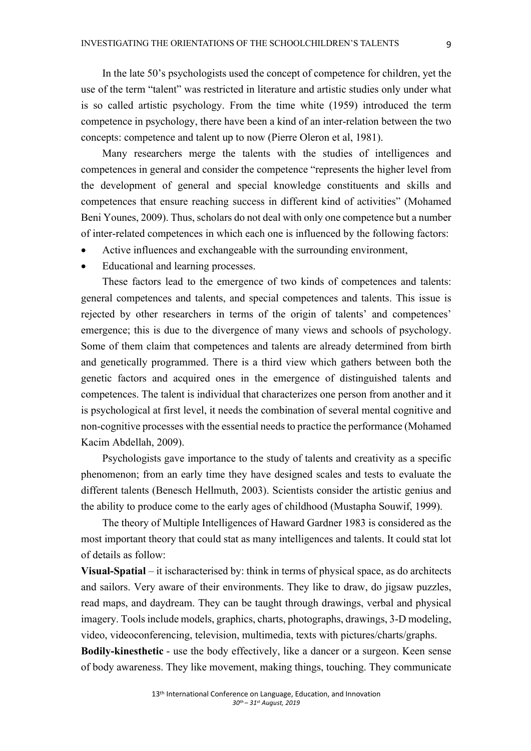In the late 50's psychologists used the concept of competence for children, yet the use of the term "talent" was restricted in literature and artistic studies only under what is so called artistic psychology. From the time white (1959) introduced the term competence in psychology, there have been a kind of an inter-relation between the two concepts: competence and talent up to now (Pierre Oleron et al, 1981).

Many researchers merge the talents with the studies of intelligences and competences in general and consider the competence "represents the higher level from the development of general and special knowledge constituents and skills and competences that ensure reaching success in different kind of activities" (Mohamed Beni Younes, 2009). Thus, scholars do not deal with only one competence but a number of inter-related competences in which each one is influenced by the following factors:

- Active influences and exchangeable with the surrounding environment,
- Educational and learning processes.

These factors lead to the emergence of two kinds of competences and talents: general competences and talents, and special competences and talents. This issue is rejected by other researchers in terms of the origin of talents' and competences' emergence; this is due to the divergence of many views and schools of psychology. Some of them claim that competences and talents are already determined from birth and genetically programmed. There is a third view which gathers between both the genetic factors and acquired ones in the emergence of distinguished talents and competences. The talent is individual that characterizes one person from another and it is psychological at first level, it needs the combination of several mental cognitive and non-cognitive processes with the essential needs to practice the performance (Mohamed Kacim Abdellah, 2009).

Psychologists gave importance to the study of talents and creativity as a specific phenomenon; from an early time they have designed scales and tests to evaluate the different talents (Benesch Hellmuth, 2003). Scientists consider the artistic genius and the ability to produce come to the early ages of childhood (Mustapha Souwif, 1999).

The theory of Multiple Intelligences of Haward Gardner 1983 is considered as the most important theory that could stat as many intelligences and talents. It could stat lot of details as follow:

**Visual-Spatial** – it ischaracterised by: think in terms of physical space, as do architects and sailors. Very aware of their environments. They like to draw, do jigsaw puzzles, read maps, and daydream. They can be taught through drawings, verbal and physical imagery. Tools include models, graphics, charts, photographs, drawings, 3-D modeling, video, videoconferencing, television, multimedia, texts with pictures/charts/graphs.

**Bodily-kinesthetic** - use the body effectively, like a dancer or a surgeon. Keen sense of body awareness. They like movement, making things, touching. They communicate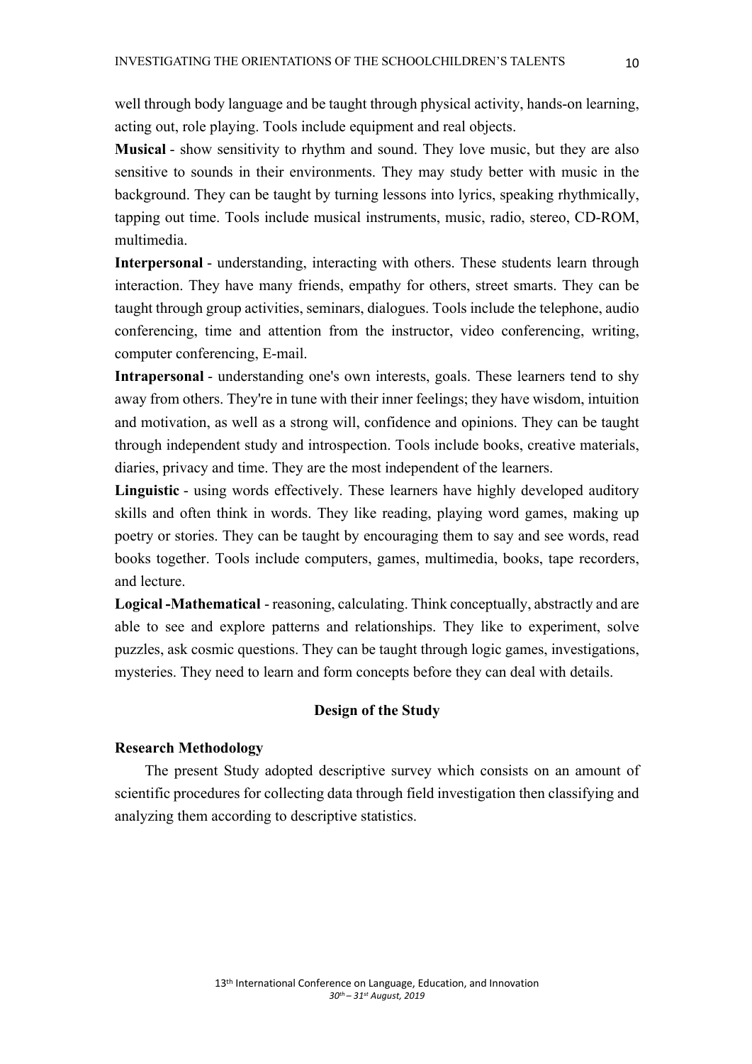well through body language and be taught through physical activity, hands-on learning, acting out, role playing. Tools include equipment and real objects.

**Musical** - show sensitivity to rhythm and sound. They love music, but they are also sensitive to sounds in their environments. They may study better with music in the background. They can be taught by turning lessons into lyrics, speaking rhythmically, tapping out time. Tools include musical instruments, music, radio, stereo, CD-ROM, multimedia.

**Interpersonal** - understanding, interacting with others. These students learn through interaction. They have many friends, empathy for others, street smarts. They can be taught through group activities, seminars, dialogues. Tools include the telephone, audio conferencing, time and attention from the instructor, video conferencing, writing, computer conferencing, E-mail.

**Intrapersonal** - understanding one's own interests, goals. These learners tend to shy away from others. They're in tune with their inner feelings; they have wisdom, intuition and motivation, as well as a strong will, confidence and opinions. They can be taught through independent study and introspection. Tools include books, creative materials, diaries, privacy and time. They are the most independent of the learners.

**Linguistic** - using words effectively. These learners have highly developed auditory skills and often think in words. They like reading, playing word games, making up poetry or stories. They can be taught by encouraging them to say and see words, read books together. Tools include computers, games, multimedia, books, tape recorders, and lecture.

**Logical -Mathematical** - reasoning, calculating. Think conceptually, abstractly and are able to see and explore patterns and relationships. They like to experiment, solve puzzles, ask cosmic questions. They can be taught through logic games, investigations, mysteries. They need to learn and form concepts before they can deal with details.

## Design of the Study

### Research Methodology

The present Study adopted descriptive survey which consists on an amount of scientific procedures for collecting data through field investigation then classifying and analyzing them according to descriptive statistics.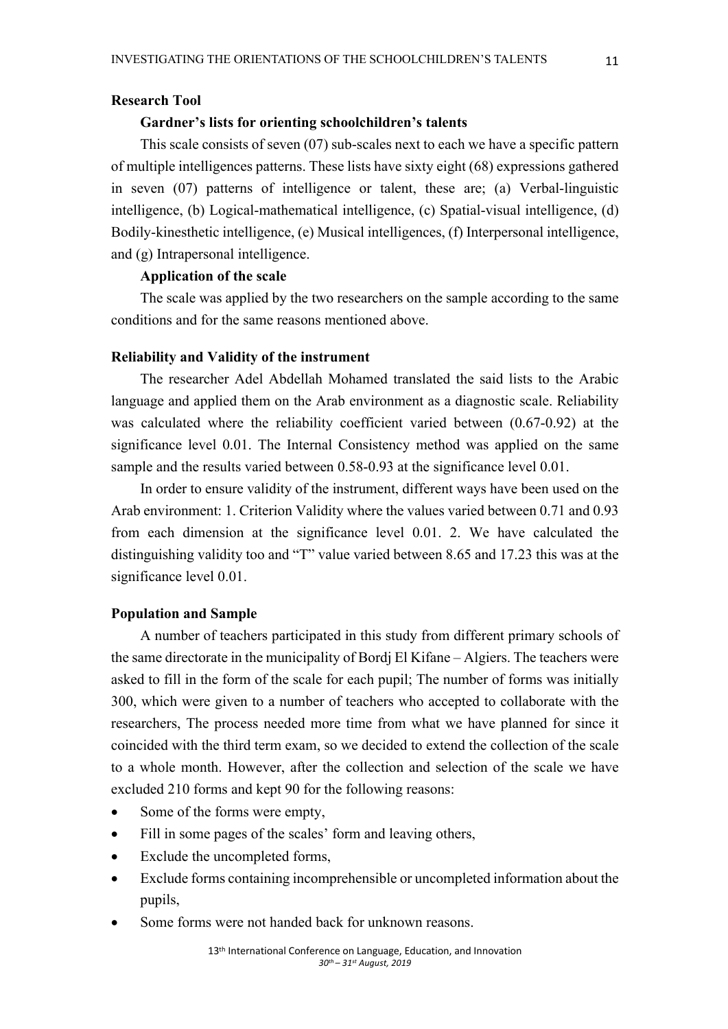## Research Tool

### Gardner's lists for orienting schoolchildren's talents

This scale consists of seven (07) sub-scales next to each we have a specific pattern of multiple intelligences patterns. These lists have sixty eight (68) expressions gathered in seven (07) patterns of intelligence or talent, these are; (a) Verbal-linguistic intelligence, (b) Logical-mathematical intelligence, (c) Spatial-visual intelligence, (d) Bodily-kinesthetic intelligence, (e) Musical intelligences, (f) Interpersonal intelligence, and (g) Intrapersonal intelligence.

### Application of the scale

The scale was applied by the two researchers on the sample according to the same conditions and for the same reasons mentioned above.

## Reliability and Validity of the instrument

The researcher Adel Abdellah Mohamed translated the said lists to the Arabic language and applied them on the Arab environment as a diagnostic scale. Reliability was calculated where the reliability coefficient varied between (0.67-0.92) at the significance level 0.01. The Internal Consistency method was applied on the same sample and the results varied between 0.58-0.93 at the significance level 0.01.

In order to ensure validity of the instrument, different ways have been used on the Arab environment: 1. Criterion Validity where the values varied between 0.71 and 0.93 from each dimension at the significance level 0.01. 2. We have calculated the distinguishing validity too and "T" value varied between 8.65 and 17.23 this was at the significance level 0.01.

## Population and Sample

A number of teachers participated in this study from different primary schools of the same directorate in the municipality of Bordj El Kifane – Algiers. The teachers were asked to fill in the form of the scale for each pupil; The number of forms was initially 300, which were given to a number of teachers who accepted to collaborate with the researchers, The process needed more time from what we have planned for since it coincided with the third term exam, so we decided to extend the collection of the scale to a whole month. However, after the collection and selection of the scale we have excluded 210 forms and kept 90 for the following reasons:

- Some of the forms were empty,
- Fill in some pages of the scales' form and leaving others,
- Exclude the uncompleted forms,
- Exclude forms containing incomprehensible or uncompleted information about the pupils,
- Some forms were not handed back for unknown reasons.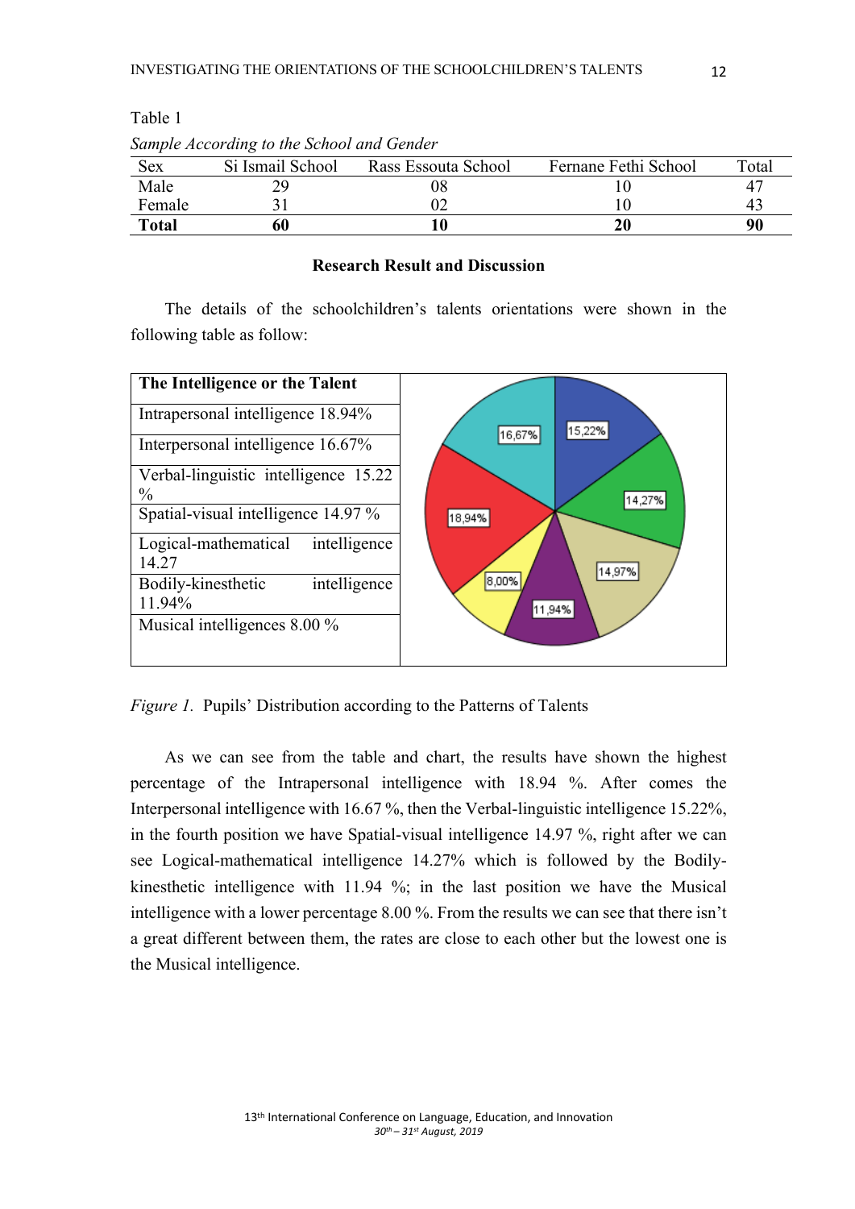Table 1

*Sample According to the School and Gender*

| Sex | Si Ismail School | Rass Essouta School | Fernane Fethi School | Total |
|---|---|---|---|---|
| Male | 29 | 08 | 10 | 47 |
| Female | 31 | 02 | 10 | 43 |
| **Total** | **60** | **10** | **20** | **90** |

**Research Result and Discussion**

The details of the schoolchildren's talents orientations were shown in the following table as follow:

| The Intelligence or the Talent |
|---|
| Intrapersonal intelligence 18.94% |
| Interpersonal intelligence 16.67% |
| Verbal-linguistic intelligence 15.22 % |
| Spatial-visual intelligence 14.97 % |
| Logical-mathematical intelligence 14.27 |
| Bodily-kinesthetic intelligence 11.94% |
| Musical intelligences 8.00 % |

*Figure 1.* Pupils' Distribution according to the Patterns of Talents

As we can see from the table and chart, the results have shown the highest percentage of the Intrapersonal intelligence with 18.94 %. After comes the Interpersonal intelligence with 16.67 %, then the Verbal-linguistic intelligence 15.22%, in the fourth position we have Spatial-visual intelligence 14.97 %, right after we can see Logical-mathematical intelligence 14.27% which is followed by the Bodily-kinesthetic intelligence with 11.94 %; in the last position we have the Musical intelligence with a lower percentage 8.00 %. From the results we can see that there isn't a great different between them, the rates are close to each other but the lowest one is the Musical intelligence.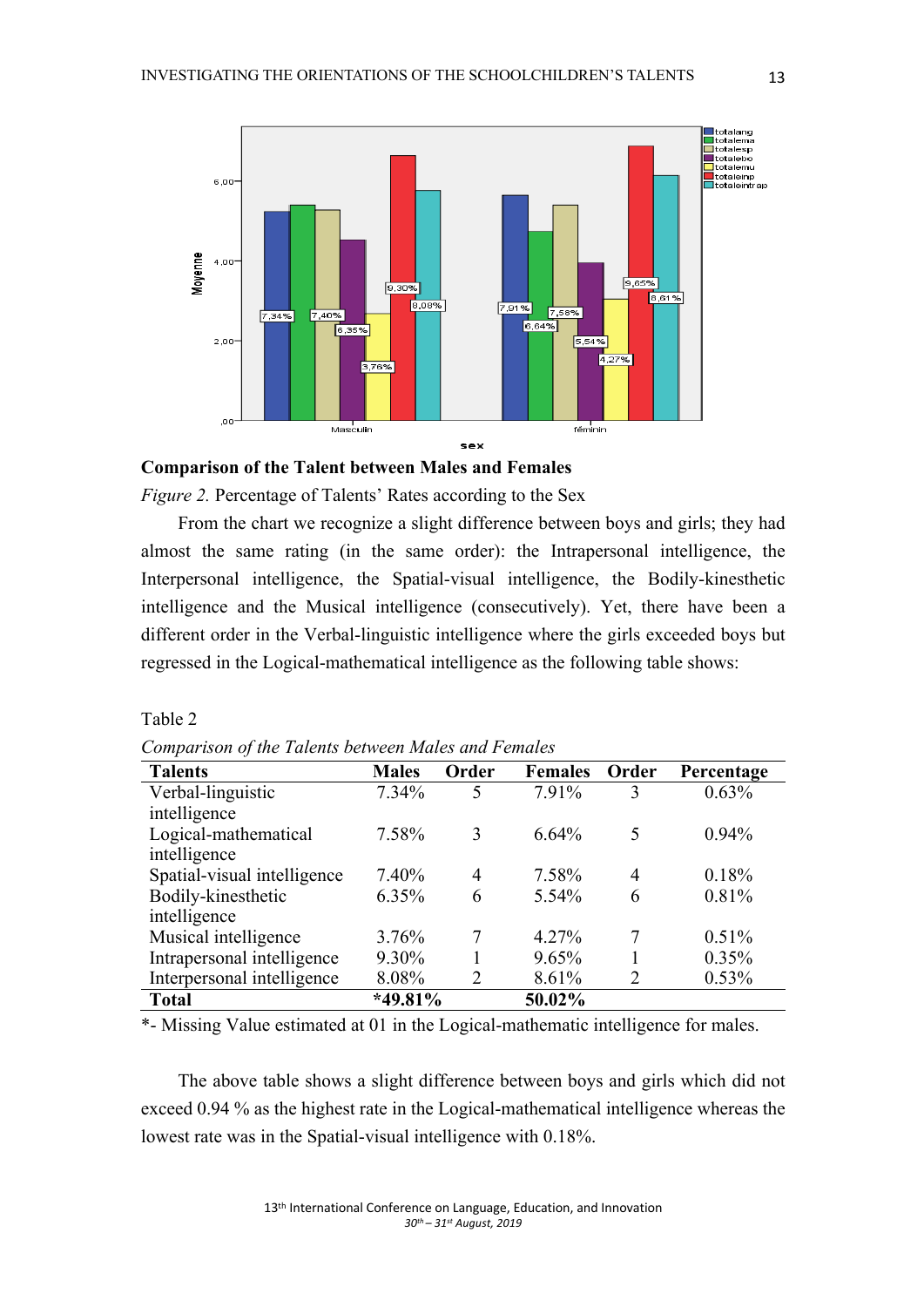**Comparison of the Talent between Males and Females**

*Figure 2.* Percentage of Talents' Rates according to the Sex

From the chart we recognize a slight difference between boys and girls; they had almost the same rating (in the same order): the Intrapersonal intelligence, the Interpersonal intelligence, the Spatial-visual intelligence, the Bodily-kinesthetic intelligence and the Musical intelligence (consecutively). Yet, there have been a different order in the Verbal-linguistic intelligence where the girls exceeded boys but regressed in the Logical-mathematical intelligence as the following table shows:

Table 2

*Comparison of the Talents between Males and Females*

| Talents | Males | Order | Females | Order | Percentage |
|---|---|---|---|---|---|
| Verbal-linguistic intelligence | 7.34% | 5 | 7.91% | 3 | 0.63% |
| Logical-mathematical intelligence | 7.58% | 3 | 6.64% | 5 | 0.94% |
| Spatial-visual intelligence | 7.40% | 4 | 7.58% | 4 | 0.18% |
| Bodily-kinesthetic intelligence | 6.35% | 6 | 5.54% | 6 | 0.81% |
| Musical intelligence | 3.76% | 7 | 4.27% | 7 | 0.51% |
| Intrapersonal intelligence | 9.30% | 1 | 9.65% | 1 | 0.35% |
| Interpersonal intelligence | 8.08% | 2 | 8.61% | 2 | 0.53% |
| **Total** | ***49.81%** | | **50.02%** | | |

*- Missing Value estimated at 01 in the Logical-mathematic intelligence for males.

The above table shows a slight difference between boys and girls which did not exceed 0.94 % as the highest rate in the Logical-mathematical intelligence whereas the lowest rate was in the Spatial-visual intelligence with 0.18%.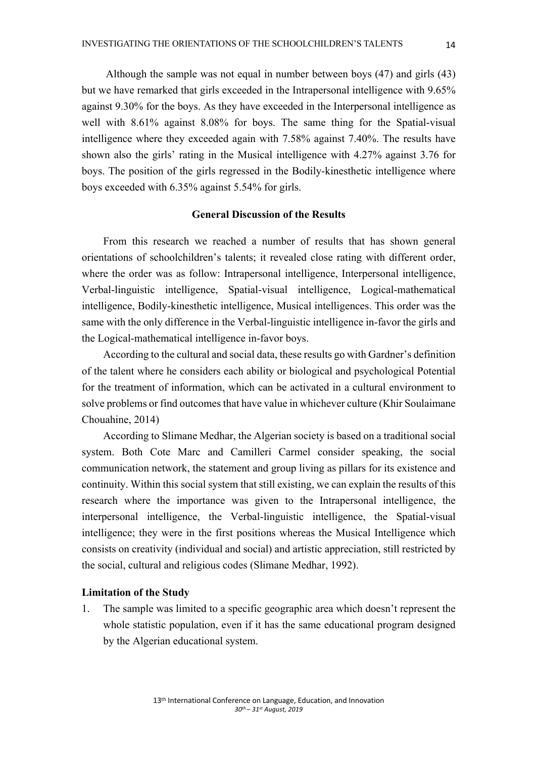Although the sample was not equal in number between boys (47) and girls (43) but we have remarked that girls exceeded in the Intrapersonal intelligence with 9.65% against 9.30% for the boys. As they have exceeded in the Interpersonal intelligence as well with 8.61% against 8.08% for boys. The same thing for the Spatial-visual intelligence where they exceeded again with 7.58% against 7.40%. The results have shown also the girls' rating in the Musical intelligence with 4.27% against 3.76 for boys. The position of the girls regressed in the Bodily-kinesthetic intelligence where boys exceeded with 6.35% against 5.54% for girls.

## General Discussion of the Results

From this research we reached a number of results that has shown general orientations of schoolchildren's talents; it revealed close rating with different order, where the order was as follow: Intrapersonal intelligence, Interpersonal intelligence, Verbal-linguistic intelligence, Spatial-visual intelligence, Logical-mathematical intelligence, Bodily-kinesthetic intelligence, Musical intelligences. This order was the same with the only difference in the Verbal-linguistic intelligence in-favor the girls and the Logical-mathematical intelligence in-favor boys.

According to the cultural and social data, these results go with Gardner's definition of the talent where he considers each ability or biological and psychological Potential for the treatment of information, which can be activated in a cultural environment to solve problems or find outcomes that have value in whichever culture (Khir Soulaimane Chouahine, 2014)

According to Slimane Medhar, the Algerian society is based on a traditional social system. Both Cote Marc and Camilleri Carmel consider speaking, the social communication network, the statement and group living as pillars for its existence and continuity. Within this social system that still existing, we can explain the results of this research where the importance was given to the Intrapersonal intelligence, the interpersonal intelligence, the Verbal-linguistic intelligence, the Spatial-visual intelligence; they were in the first positions whereas the Musical Intelligence which consists on creativity (individual and social) and artistic appreciation, still restricted by the social, cultural and religious codes (Slimane Medhar, 1992).

### Limitation of the Study

1. The sample was limited to a specific geographic area which doesn't represent the whole statistic population, even if it has the same educational program designed by the Algerian educational system.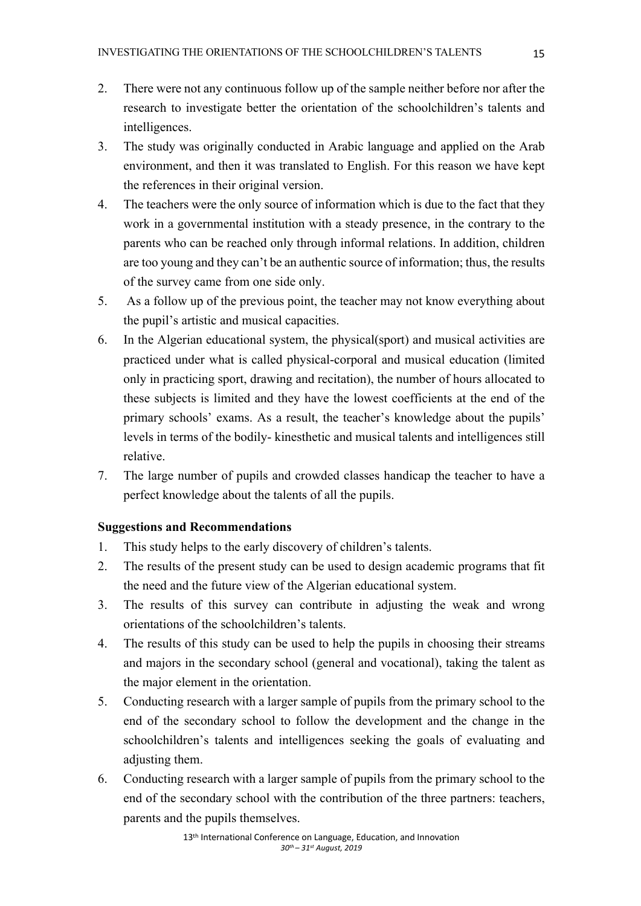2. There were not any continuous follow up of the sample neither before nor after the research to investigate better the orientation of the schoolchildren's talents and intelligences.
3. The study was originally conducted in Arabic language and applied on the Arab environment, and then it was translated to English. For this reason we have kept the references in their original version.
4. The teachers were the only source of information which is due to the fact that they work in a governmental institution with a steady presence, in the contrary to the parents who can be reached only through informal relations. In addition, children are too young and they can't be an authentic source of information; thus, the results of the survey came from one side only.
5. As a follow up of the previous point, the teacher may not know everything about the pupil's artistic and musical capacities.
6. In the Algerian educational system, the physical(sport) and musical activities are practiced under what is called physical-corporal and musical education (limited only in practicing sport, drawing and recitation), the number of hours allocated to these subjects is limited and they have the lowest coefficients at the end of the primary schools' exams. As a result, the teacher's knowledge about the pupils' levels in terms of the bodily- kinesthetic and musical talents and intelligences still relative.
7. The large number of pupils and crowded classes handicap the teacher to have a perfect knowledge about the talents of all the pupils.

**Suggestions and Recommendations**

1. This study helps to the early discovery of children's talents.
2. The results of the present study can be used to design academic programs that fit the need and the future view of the Algerian educational system.
3. The results of this survey can contribute in adjusting the weak and wrong orientations of the schoolchildren's talents.
4. The results of this study can be used to help the pupils in choosing their streams and majors in the secondary school (general and vocational), taking the talent as the major element in the orientation.
5. Conducting research with a larger sample of pupils from the primary school to the end of the secondary school to follow the development and the change in the schoolchildren's talents and intelligences seeking the goals of evaluating and adjusting them.
6. Conducting research with a larger sample of pupils from the primary school to the end of the secondary school with the contribution of the three partners: teachers, parents and the pupils themselves.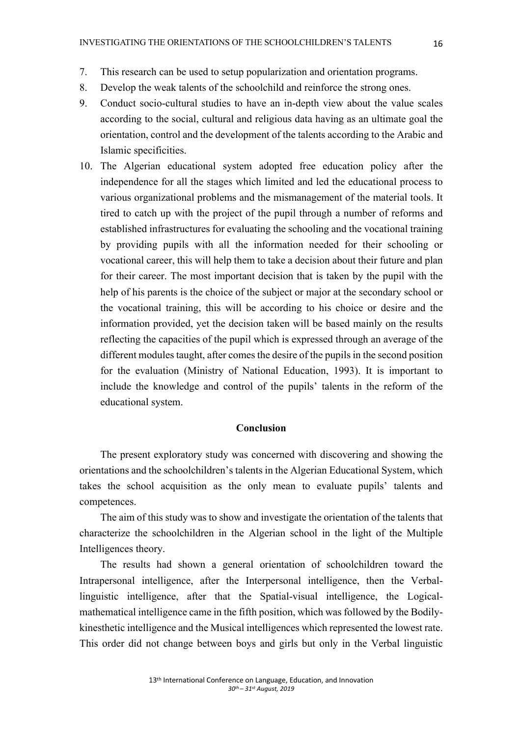7. This research can be used to setup popularization and orientation programs.
8. Develop the weak talents of the schoolchild and reinforce the strong ones.
9. Conduct socio-cultural studies to have an in-depth view about the value scales according to the social, cultural and religious data having as an ultimate goal the orientation, control and the development of the talents according to the Arabic and Islamic specificities.
10. The Algerian educational system adopted free education policy after the independence for all the stages which limited and led the educational process to various organizational problems and the mismanagement of the material tools. It tired to catch up with the project of the pupil through a number of reforms and established infrastructures for evaluating the schooling and the vocational training by providing pupils with all the information needed for their schooling or vocational career, this will help them to take a decision about their future and plan for their career. The most important decision that is taken by the pupil with the help of his parents is the choice of the subject or major at the secondary school or the vocational training, this will be according to his choice or desire and the information provided, yet the decision taken will be based mainly on the results reflecting the capacities of the pupil which is expressed through an average of the different modules taught, after comes the desire of the pupils in the second position for the evaluation (Ministry of National Education, 1993). It is important to include the knowledge and control of the pupils' talents in the reform of the educational system.

## Conclusion

The present exploratory study was concerned with discovering and showing the orientations and the schoolchildren's talents in the Algerian Educational System, which takes the school acquisition as the only mean to evaluate pupils' talents and competences.

The aim of this study was to show and investigate the orientation of the talents that characterize the schoolchildren in the Algerian school in the light of the Multiple Intelligences theory.

The results had shown a general orientation of schoolchildren toward the Intrapersonal intelligence, after the Interpersonal intelligence, then the Verbal-linguistic intelligence, after that the Spatial-visual intelligence, the Logical-mathematical intelligence came in the fifth position, which was followed by the Bodily-kinesthetic intelligence and the Musical intelligences which represented the lowest rate. This order did not change between boys and girls but only in the Verbal linguistic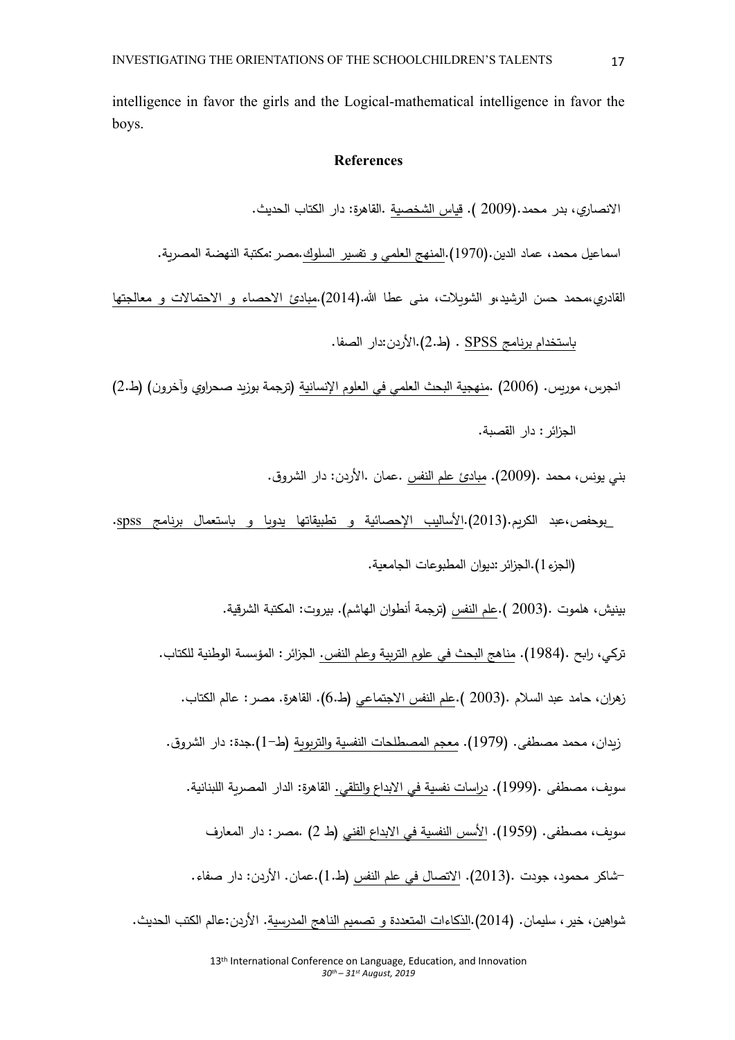intelligence in favor the girls and the Logical-mathematical intelligence in favor the boys.

## References

الانصاري، بدر محمد.(2009 ). قياس الشخصية .القاهرة: دار الكتاب الحديث.

اسماعيل محمد، عماد الدين.(1970).المنهج العلمي و تفسير السلوك.مصر :مكتبة النهضة المصرية.

القادري،محمد حسن الرشيد،و الشويلات، منى عطا الله.(2014).مبادئ الاحصاء و الاحتمالات و معالجتها باستخدام برنامج SPSS . (ط.2).الأردن:دار الصفا.

انجرس، موريس. (2006) .منهجية البحث العلمي في العلوم الإنسانية (ترجمة بوزيد صحراوي وآخرون) (ط.2) الجزائر: دار القصبة.

بني يونس، محمد .(2009). مبادئ علم النفس .عمان .الأردن: دار الشروق.

_بوحفص،عبد الكريم.(2013).الأساليب الإحصائية و تطبيقاتها يدويا و باستعمال برنامج spss. (الجزء1).الجزائر :ديوان المطبوعات الجامعية.

بينيش، هلموت .(2003 ).علم النفس (ترجمة أنطوان الهاشم). بيروت: المكتبة الشرقية.

تركي، رابح .(1984). مناهج البحث في علوم التربية وعلم النفس. الجزائر: المؤسسة الوطنية للكتاب.

زهران، حامد عبد السلام .(2003 ).علم النفس الاجتماعي (ط.6). القاهرة. مصر: عالم الكتاب.

زيدان، محمد مصطفى. (1979). معجم المصطلحات النفسية والتربوية (ط-1).جدة: دار الشروق.

سويف، مصطفى .(1999). دراسات نفسية في الابداع والتلقي. القاهرة: الدار المصرية اللبنانية.

سويف، مصطفى. (1959). الأسس النفسية في الابداع الفني (ط 2) .مصر: دار المعارف

-شاكر محمود، جودت .(2013). الاتصال في علم النفس (ط.1).عمان. الأردن: دار صفاء.

شواهين، خير، سليمان. (2014).الذكاءات المتعددة و تصميم الناهج المدرسية. الأردن:عالم الكتب الحديث.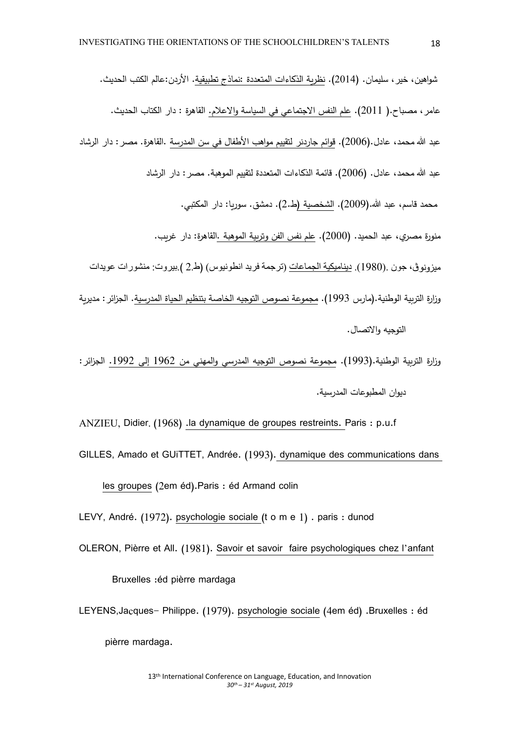شواهين، خير، سليمان. (2014). نظرية الذكاءات المتعددة :نماذج تطبيقية. الأردن:عالم الكتب الحديث.

عامر، مصباح.( 2011). علم النفس الاجتماعي في السياسة والاعلام. القاهرة : دار الكتاب الحديث.

عبد الله محمد، عادل.(2006). قوائم جاردنر لتقييم مواهب الأطفال في سن المدرسة .القاهرة. مصر: دار الرشاد

عبد الله محمد، عادل. (2006). قائمة الذكاءات المتعددة لتقييم الموهبة. مصر: دار الرشاد

محمد قاسم، عبد الله.(2009). الشخصية (ط.2). دمشق. سوريا: دار المكتبي.

منورة مصري، عبد الحميد. (2000). علم نفس الفن وتربية الموهبة .القاهرة: دار غريب.

ميزونوڤ، جون .(1980). ديناميكية الجماعات (ترجمة فريد انطونيوس) (ط.2 ).بيروت: منشورات عويدات

وزارة التربية الوطنية.(مارس 1993). مجموعة نصوص التوجيه الخاصة بتنظيم الحياة المدرسية. الجزائر: مديرية التوجيه والاتصال.

وزارة التربية الوطنية.(1993). مجموعة نصوص التوجيه المدرسي والمهني من 1962 إلى 1992. الجزائر: ديوان المطبوعات المدرسية.

ANZIEU, Didier. (1968) .la dynamique de groupes restreints. Paris : p.u.f

GILLES, Amado et GUiTTET, Andrée. (1993). dynamique des communications dans les groupes (2em éd).Paris : éd Armand colin

LEVY, André. (1972). psychologie sociale (t o m e 1) . paris : dunod

OLERON, Pièrre et All. (1981). Savoir et savoir faire psychologiques chez l'anfant Bruxelles :éd pièrre mardaga

LEYENS,Jacques- Philippe. (1979). psychologie sociale (4em éd) .Bruxelles : éd pièrre mardaga.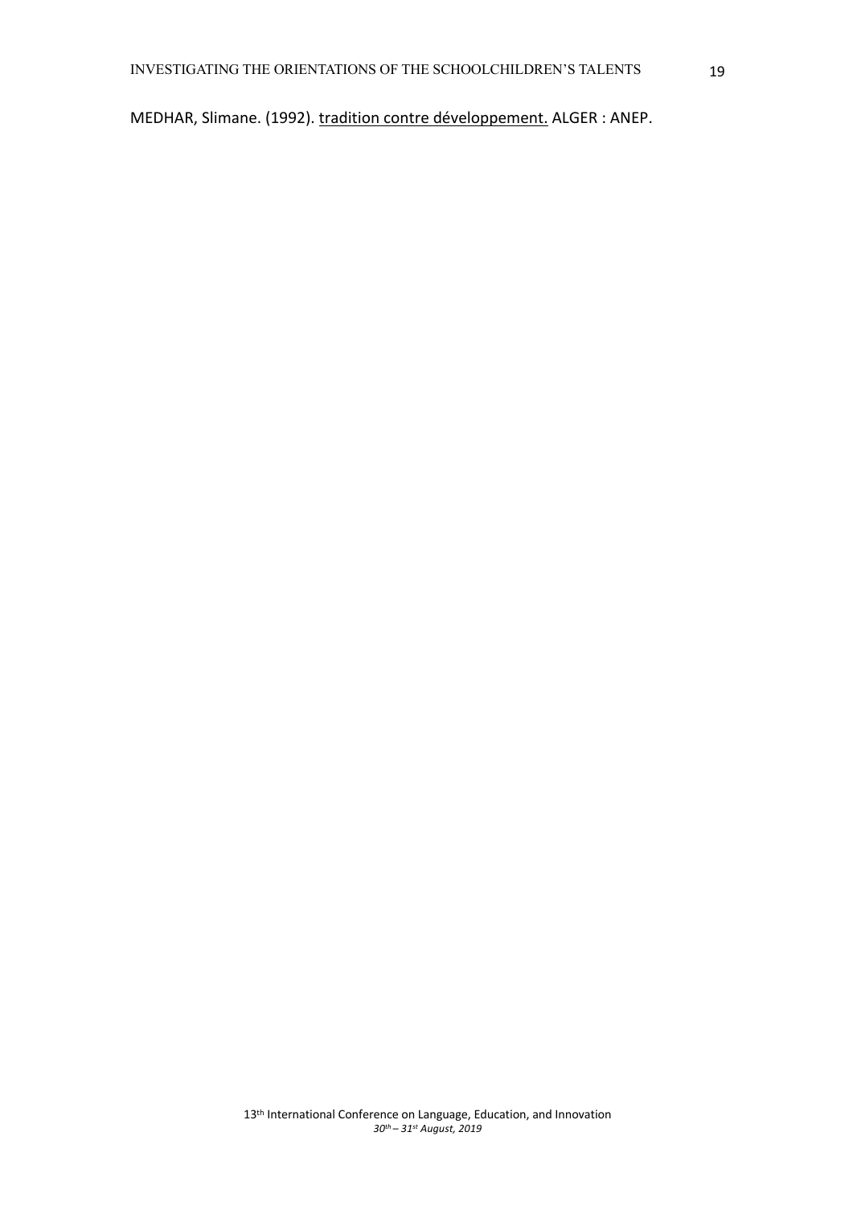MEDHAR, Slimane. (1992). tradition contre développement. ALGER : ANEP.